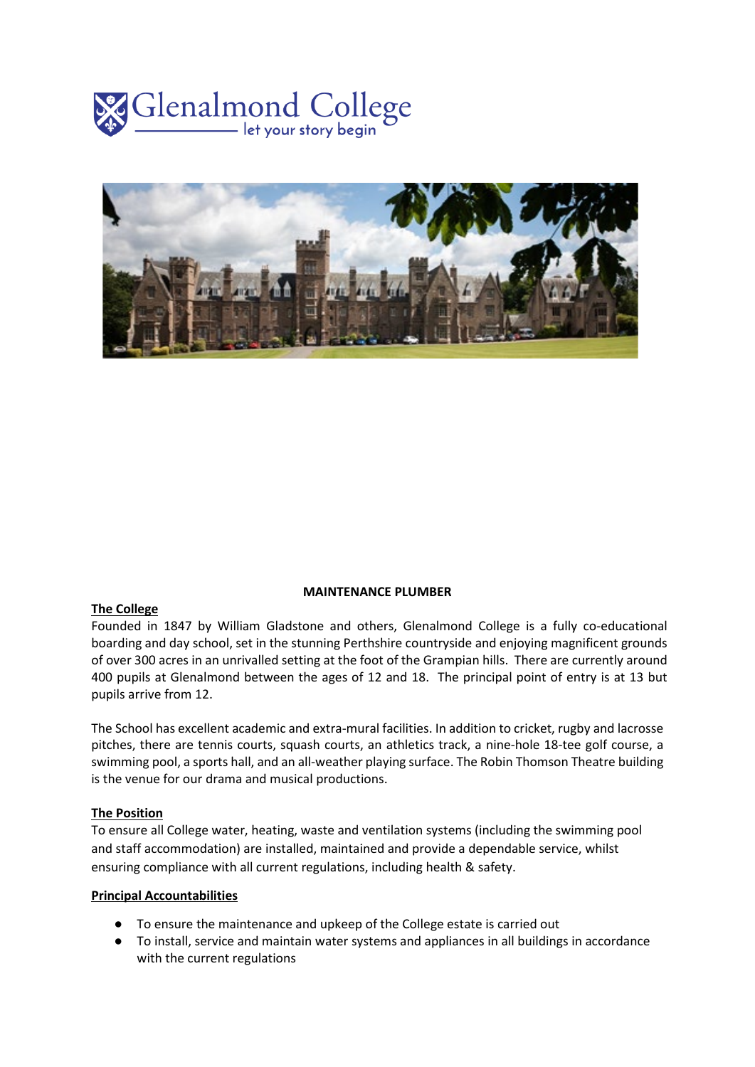Glenalmond College
let your story begin

# MAINTENANCE PLUMBER

## The College

Founded in 1847 by William Gladstone and others, Glenalmond College is a fully co-educational boarding and day school, set in the stunning Perthshire countryside and enjoying magnificent grounds of over 300 acres in an unrivalled setting at the foot of the Grampian hills. There are currently around 400 pupils at Glenalmond between the ages of 12 and 18. The principal point of entry is at 13 but pupils arrive from 12.

The School has excellent academic and extra-mural facilities. In addition to cricket, rugby and lacrosse pitches, there are tennis courts, squash courts, an athletics track, a nine-hole 18-tee golf course, a swimming pool, a sports hall, and an all-weather playing surface. The Robin Thomson Theatre building is the venue for our drama and musical productions.

## The Position

To ensure all College water, heating, waste and ventilation systems (including the swimming pool and staff accommodation) are installed, maintained and provide a dependable service, whilst ensuring compliance with all current regulations, including health & safety.

## Principal Accountabilities

- To ensure the maintenance and upkeep of the College estate is carried out
- To install, service and maintain water systems and appliances in all buildings in accordance with the current regulations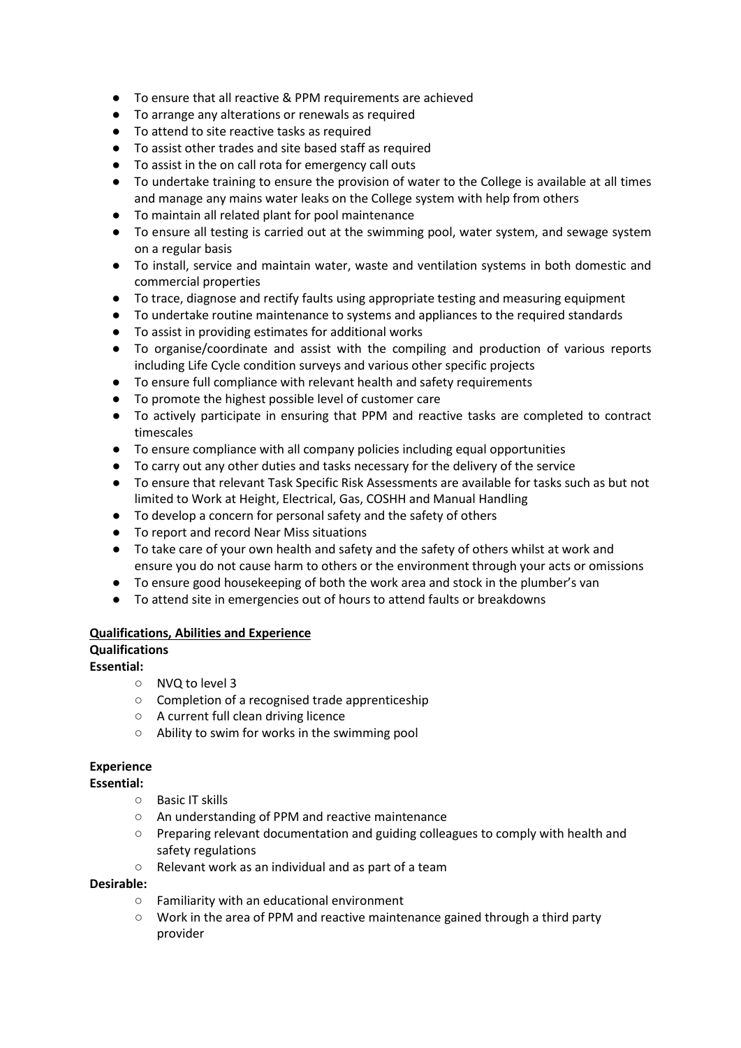- To ensure that all reactive & PPM requirements are achieved
- To arrange any alterations or renewals as required
- To attend to site reactive tasks as required
- To assist other trades and site based staff as required
- To assist in the on call rota for emergency call outs
- To undertake training to ensure the provision of water to the College is available at all times and manage any mains water leaks on the College system with help from others
- To maintain all related plant for pool maintenance
- To ensure all testing is carried out at the swimming pool, water system, and sewage system on a regular basis
- To install, service and maintain water, waste and ventilation systems in both domestic and commercial properties
- To trace, diagnose and rectify faults using appropriate testing and measuring equipment
- To undertake routine maintenance to systems and appliances to the required standards
- To assist in providing estimates for additional works
- To organise/coordinate and assist with the compiling and production of various reports including Life Cycle condition surveys and various other specific projects
- To ensure full compliance with relevant health and safety requirements
- To promote the highest possible level of customer care
- To actively participate in ensuring that PPM and reactive tasks are completed to contract timescales
- To ensure compliance with all company policies including equal opportunities
- To carry out any other duties and tasks necessary for the delivery of the service
- To ensure that relevant Task Specific Risk Assessments are available for tasks such as but not limited to Work at Height, Electrical, Gas, COSHH and Manual Handling
- To develop a concern for personal safety and the safety of others
- To report and record Near Miss situations
- To take care of your own health and safety and the safety of others whilst at work and ensure you do not cause harm to others or the environment through your acts or omissions
- To ensure good housekeeping of both the work area and stock in the plumber's van
- To attend site in emergencies out of hours to attend faults or breakdowns

**<u>Qualifications, Abilities and Experience</u>**

**Qualifications**

**Essential:**

- NVQ to level 3
- Completion of a recognised trade apprenticeship
- A current full clean driving licence
- Ability to swim for works in the swimming pool

**Experience**

**Essential:**

- Basic IT skills
- An understanding of PPM and reactive maintenance
- Preparing relevant documentation and guiding colleagues to comply with health and safety regulations
- Relevant work as an individual and as part of a team

**Desirable:**

- Familiarity with an educational environment
- Work in the area of PPM and reactive maintenance gained through a third party provider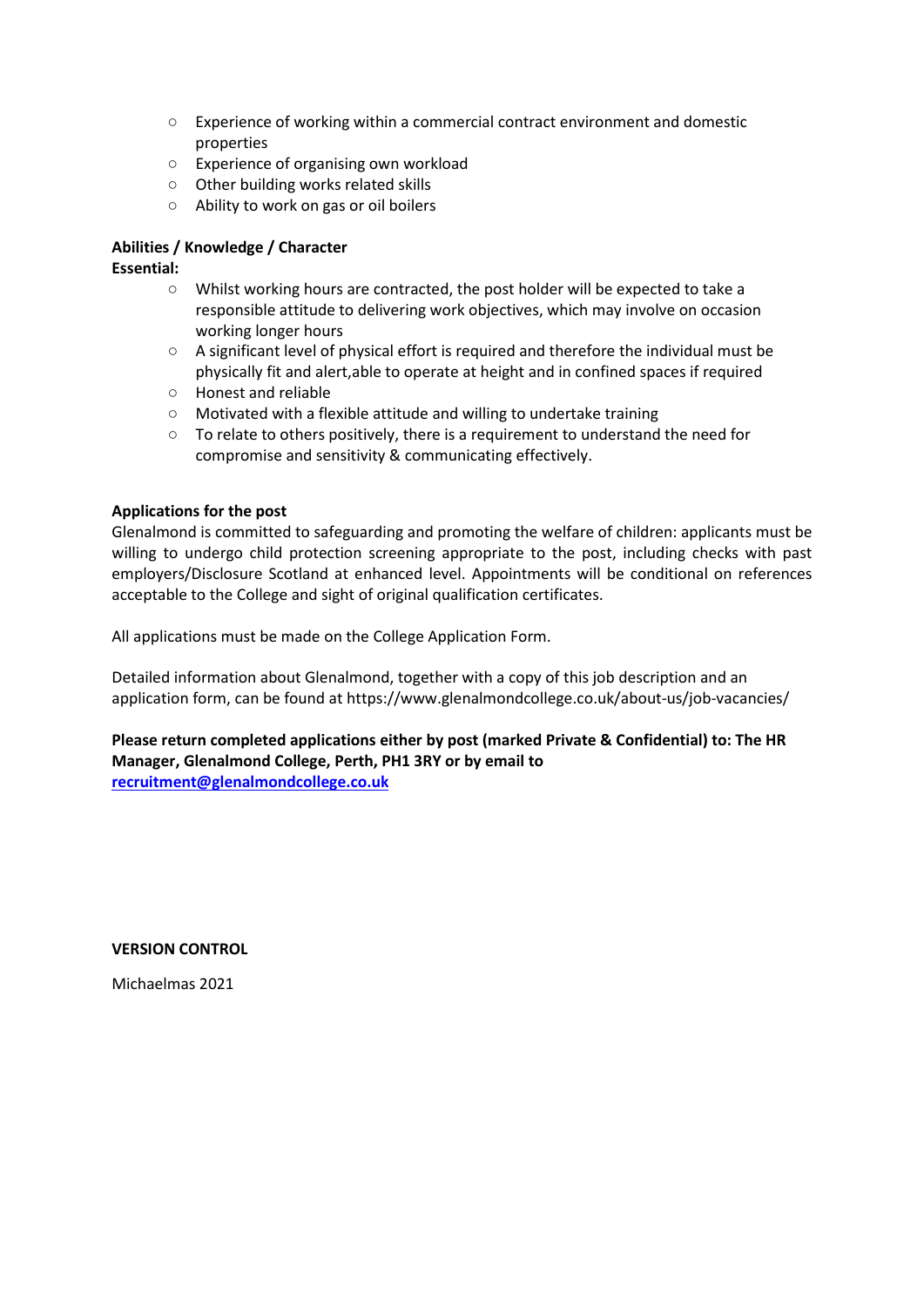- Experience of working within a commercial contract environment and domestic properties
- Experience of organising own workload
- Other building works related skills
- Ability to work on gas or oil boilers

**Abilities / Knowledge / Character**

**Essential:**

- Whilst working hours are contracted, the post holder will be expected to take a responsible attitude to delivering work objectives, which may involve on occasion working longer hours
- A significant level of physical effort is required and therefore the individual must be physically fit and alert,able to operate at height and in confined spaces if required
- Honest and reliable
- Motivated with a flexible attitude and willing to undertake training
- To relate to others positively, there is a requirement to understand the need for compromise and sensitivity & communicating effectively.

**Applications for the post**

Glenalmond is committed to safeguarding and promoting the welfare of children: applicants must be willing to undergo child protection screening appropriate to the post, including checks with past employers/Disclosure Scotland at enhanced level. Appointments will be conditional on references acceptable to the College and sight of original qualification certificates.

All applications must be made on the College Application Form.

Detailed information about Glenalmond, together with a copy of this job description and an application form, can be found at https://www.glenalmondcollege.co.uk/about-us/job-vacancies/

**Please return completed applications either by post (marked Private & Confidential) to: The HR Manager, Glenalmond College, Perth, PH1 3RY or by email to [recruitment@glenalmondcollege.co.uk](mailto:recruitment@glenalmondcollege.co.uk)**

**VERSION CONTROL**

Michaelmas 2021